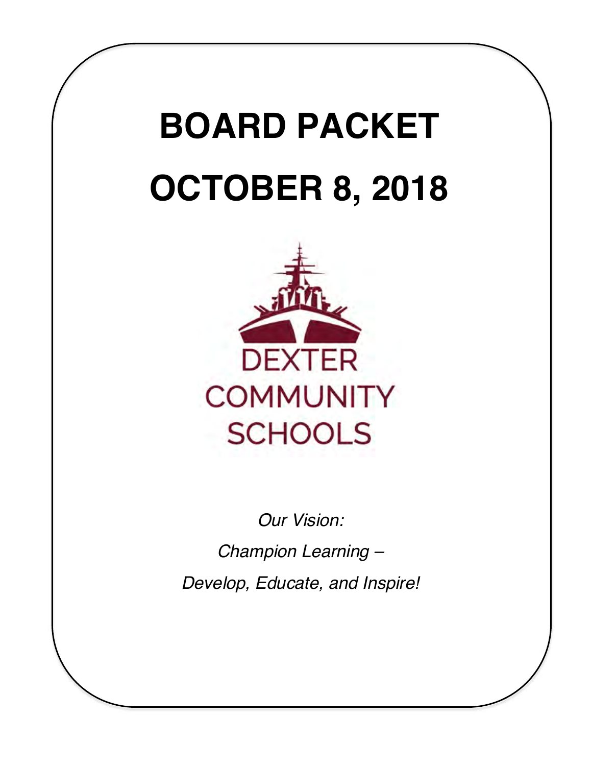# BOARD PACKET

# OCTOBER 8, 2018

DEXTER
COMMUNITY
SCHOOLS

*Our Vision:*

*Champion Learning –*

*Develop, Educate, and Inspire!*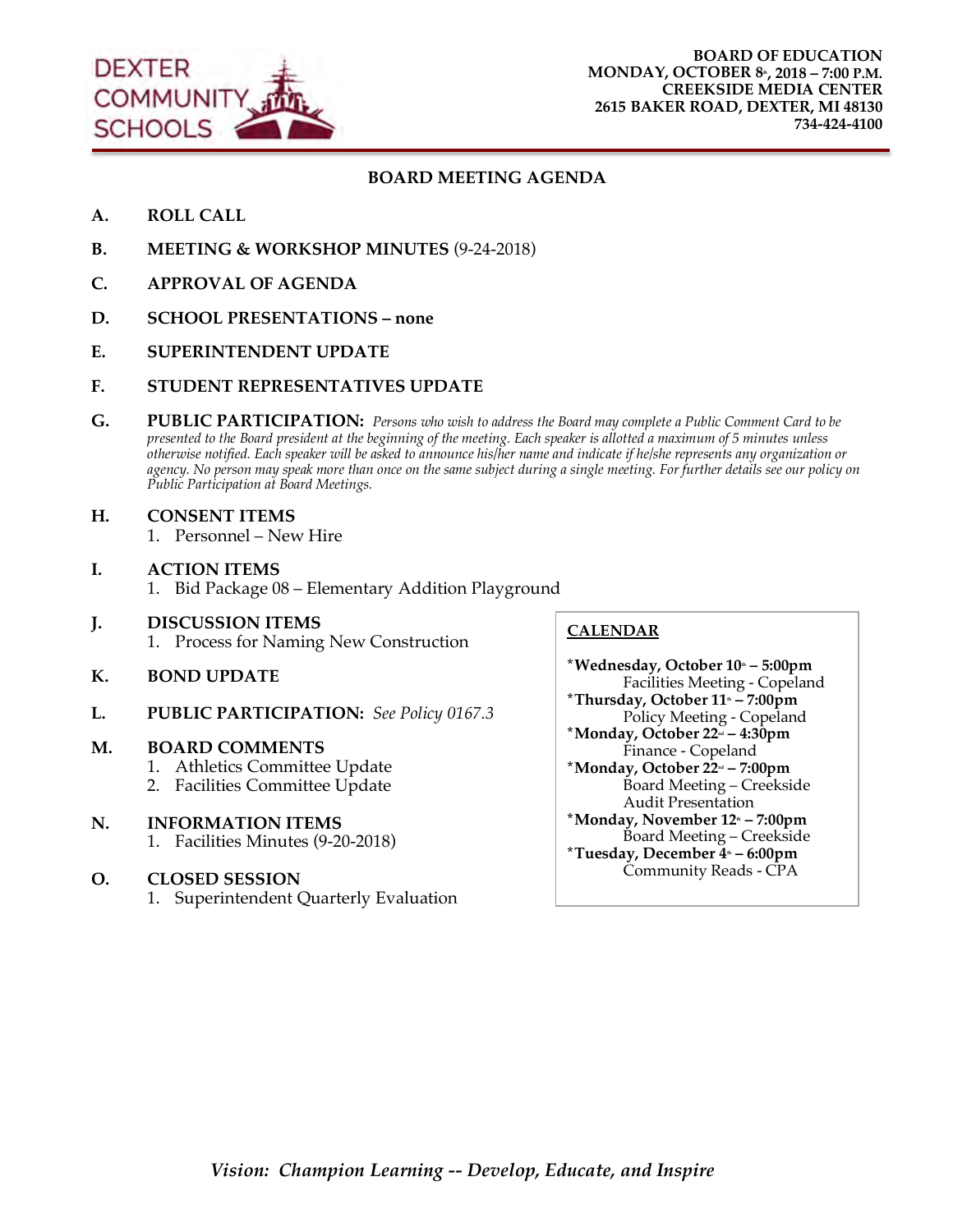DEXTER COMMUNITY SCHOOLS

**BOARD OF EDUCATION**
**MONDAY, OCTOBER 8th, 2018 – 7:00 P.M.**
**CREEKSIDE MEDIA CENTER**
**2615 BAKER ROAD, DEXTER, MI 48130**
**734-424-4100**

## BOARD MEETING AGENDA

**A. ROLL CALL**

**B. MEETING & WORKSHOP MINUTES** (9-24-2018)

**C. APPROVAL OF AGENDA**

**D. SCHOOL PRESENTATIONS – none**

**E. SUPERINTENDENT UPDATE**

**F. STUDENT REPRESENTATIVES UPDATE**

**G. PUBLIC PARTICIPATION:** *Persons who wish to address the Board may complete a Public Comment Card to be presented to the Board president at the beginning of the meeting. Each speaker is allotted a maximum of 5 minutes unless otherwise notified. Each speaker will be asked to announce his/her name and indicate if he/she represents any organization or agency. No person may speak more than once on the same subject during a single meeting. For further details see our policy on Public Participation at Board Meetings.*

**H. CONSENT ITEMS**
1. Personnel – New Hire

**I. ACTION ITEMS**
1. Bid Package 08 – Elementary Addition Playground

**J. DISCUSSION ITEMS**
1. Process for Naming New Construction

**K. BOND UPDATE**

**L. PUBLIC PARTICIPATION:** *See Policy 0167.3*

**M. BOARD COMMENTS**
1. Athletics Committee Update
2. Facilities Committee Update

**N. INFORMATION ITEMS**
1. Facilities Minutes (9-20-2018)

**O. CLOSED SESSION**
1. Superintendent Quarterly Evaluation

**CALENDAR**

***Wednesday, October 10th – 5:00pm**
Facilities Meeting - Copeland
***Thursday, October 11th – 7:00pm**
Policy Meeting - Copeland
***Monday, October 22nd – 4:30pm**
Finance - Copeland
***Monday, October 22nd – 7:00pm**
Board Meeting – Creekside
Audit Presentation
***Monday, November 12th – 7:00pm**
Board Meeting – Creekside
***Tuesday, December 4th – 6:00pm**
Community Reads - CPA

*Vision: Champion Learning -- Develop, Educate, and Inspire*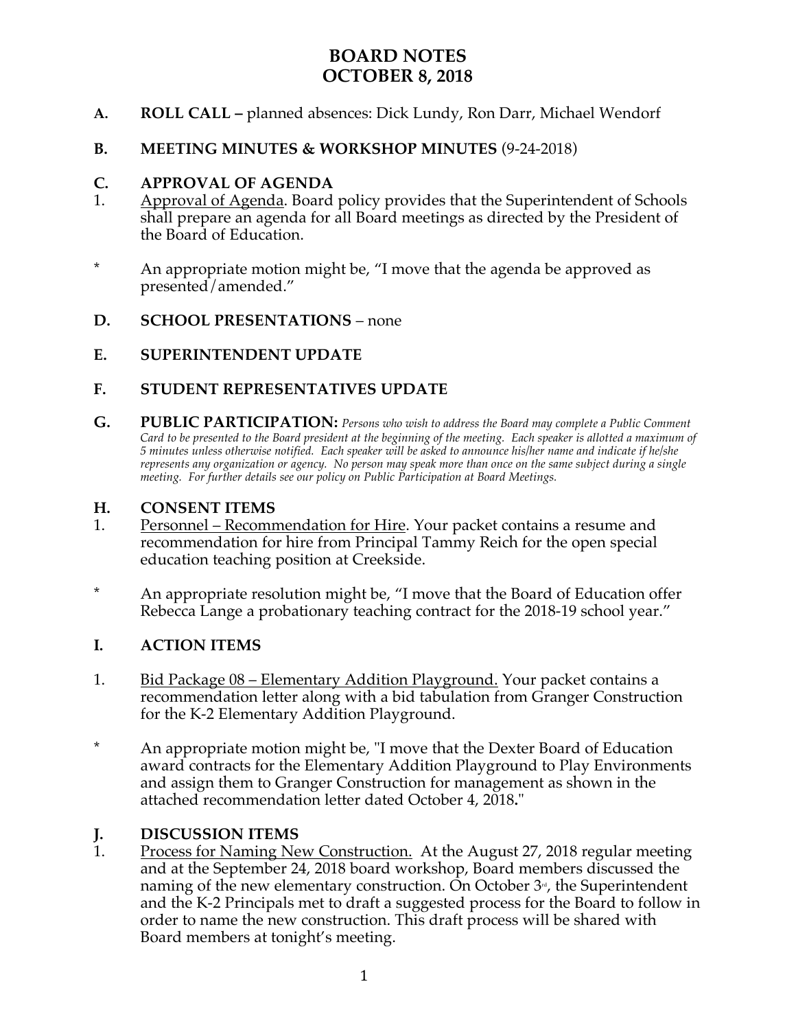# BOARD NOTES
# OCTOBER 8, 2018

**A. ROLL CALL –** planned absences: Dick Lundy, Ron Darr, Michael Wendorf

**B. MEETING MINUTES & WORKSHOP MINUTES** (9-24-2018)

**C. APPROVAL OF AGENDA**

1. Approval of Agenda. Board policy provides that the Superintendent of Schools shall prepare an agenda for all Board meetings as directed by the President of the Board of Education.

\* An appropriate motion might be, "I move that the agenda be approved as presented/amended."

**D. SCHOOL PRESENTATIONS** – none

**E. SUPERINTENDENT UPDATE**

**F. STUDENT REPRESENTATIVES UPDATE**

**G. PUBLIC PARTICIPATION:** *Persons who wish to address the Board may complete a Public Comment Card to be presented to the Board president at the beginning of the meeting. Each speaker is allotted a maximum of 5 minutes unless otherwise notified. Each speaker will be asked to announce his/her name and indicate if he/she represents any organization or agency. No person may speak more than once on the same subject during a single meeting. For further details see our policy on Public Participation at Board Meetings.*

**H. CONSENT ITEMS**

1. Personnel – Recommendation for Hire. Your packet contains a resume and recommendation for hire from Principal Tammy Reich for the open special education teaching position at Creekside.

\* An appropriate resolution might be, "I move that the Board of Education offer Rebecca Lange a probationary teaching contract for the 2018-19 school year."

**I. ACTION ITEMS**

1. Bid Package 08 – Elementary Addition Playground. Your packet contains a recommendation letter along with a bid tabulation from Granger Construction for the K-2 Elementary Addition Playground.

\* An appropriate motion might be, "I move that the Dexter Board of Education award contracts for the Elementary Addition Playground to Play Environments and assign them to Granger Construction for management as shown in the attached recommendation letter dated October 4, 2018**.**"

**J. DISCUSSION ITEMS**

1. Process for Naming New Construction. At the August 27, 2018 regular meeting and at the September 24, 2018 board workshop, Board members discussed the naming of the new elementary construction. On October 3rd, the Superintendent and the K-2 Principals met to draft a suggested process for the Board to follow in order to name the new construction. This draft process will be shared with Board members at tonight's meeting.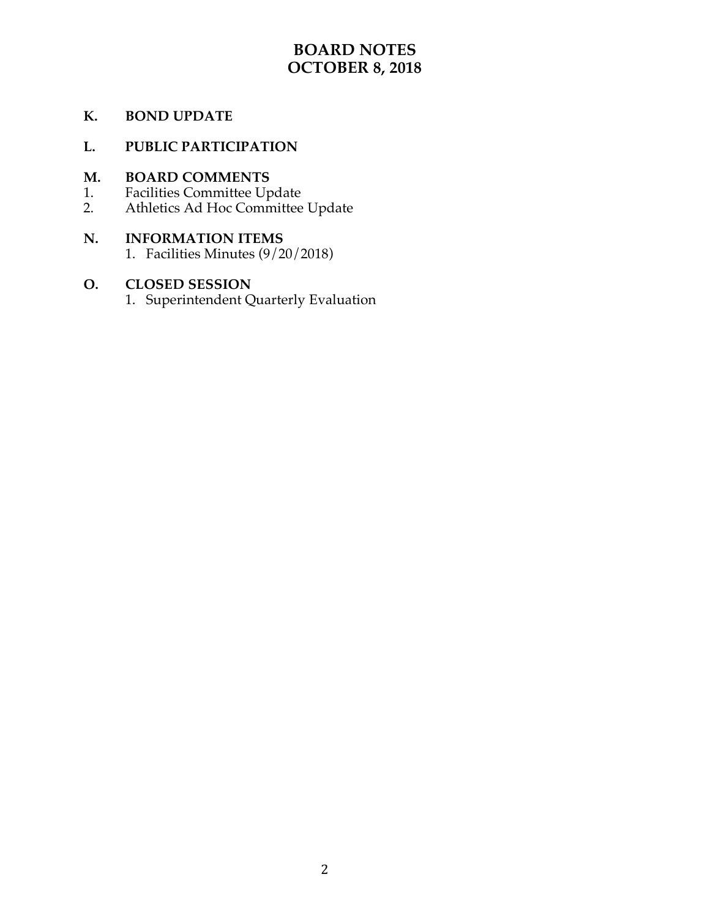# BOARD NOTES
# OCTOBER 8, 2018

**K. BOND UPDATE**

**L. PUBLIC PARTICIPATION**

**M. BOARD COMMENTS**

1. Facilities Committee Update
2. Athletics Ad Hoc Committee Update

**N. INFORMATION ITEMS**

1. Facilities Minutes (9/20/2018)

**O. CLOSED SESSION**

1. Superintendent Quarterly Evaluation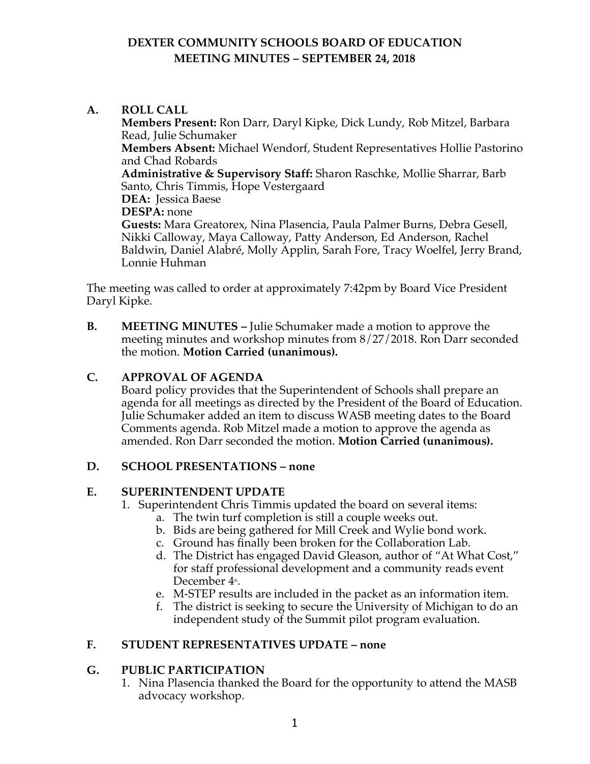# DEXTER COMMUNITY SCHOOLS BOARD OF EDUCATION
## MEETING MINUTES – SEPTEMBER 24, 2018

**A. ROLL CALL**

**Members Present:** Ron Darr, Daryl Kipke, Dick Lundy, Rob Mitzel, Barbara Read, Julie Schumaker
**Members Absent:** Michael Wendorf, Student Representatives Hollie Pastorino and Chad Robards
**Administrative & Supervisory Staff:** Sharon Raschke, Mollie Sharrar, Barb Santo, Chris Timmis, Hope Vestergaard
**DEA:** Jessica Baese
**DESPA:** none
**Guests:** Mara Greatorex, Nina Plasencia, Paula Palmer Burns, Debra Gesell, Nikki Calloway, Maya Calloway, Patty Anderson, Ed Anderson, Rachel Baldwin, Daniel Alabré, Molly Applin, Sarah Fore, Tracy Woelfel, Jerry Brand, Lonnie Huhman

The meeting was called to order at approximately 7:42pm by Board Vice President Daryl Kipke.

**B. MEETING MINUTES –** Julie Schumaker made a motion to approve the meeting minutes and workshop minutes from 8/27/2018. Ron Darr seconded the motion. **Motion Carried (unanimous).**

**C. APPROVAL OF AGENDA**

Board policy provides that the Superintendent of Schools shall prepare an agenda for all meetings as directed by the President of the Board of Education. Julie Schumaker added an item to discuss WASB meeting dates to the Board Comments agenda. Rob Mitzel made a motion to approve the agenda as amended. Ron Darr seconded the motion. **Motion Carried (unanimous).**

**D. SCHOOL PRESENTATIONS – none**

**E. SUPERINTENDENT UPDATE**

1. Superintendent Chris Timmis updated the board on several items:
   a. The twin turf completion is still a couple weeks out.
   b. Bids are being gathered for Mill Creek and Wylie bond work.
   c. Ground has finally been broken for the Collaboration Lab.
   d. The District has engaged David Gleason, author of "At What Cost," for staff professional development and a community reads event December 4th.
   e. M-STEP results are included in the packet as an information item.
   f. The district is seeking to secure the University of Michigan to do an independent study of the Summit pilot program evaluation.

**F. STUDENT REPRESENTATIVES UPDATE – none**

**G. PUBLIC PARTICIPATION**

1. Nina Plasencia thanked the Board for the opportunity to attend the MASB advocacy workshop.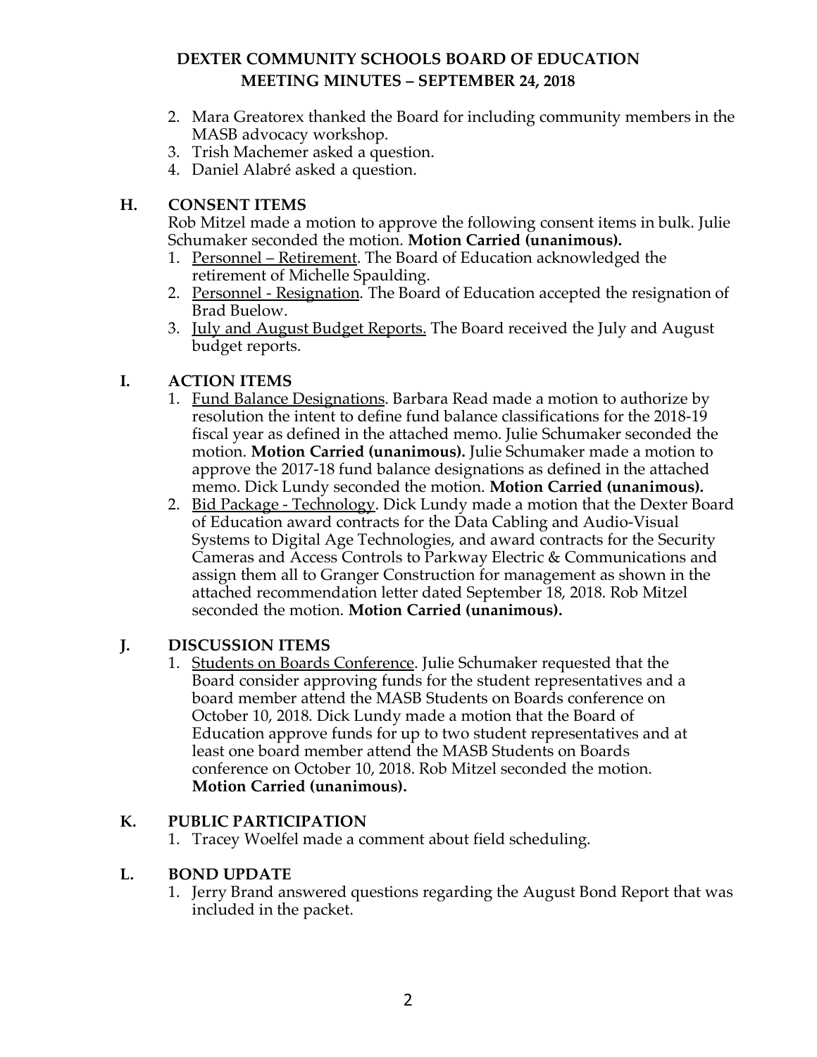# DEXTER COMMUNITY SCHOOLS BOARD OF EDUCATION MEETING MINUTES – SEPTEMBER 24, 2018

2. Mara Greatorex thanked the Board for including community members in the MASB advocacy workshop.
3. Trish Machemer asked a question.
4. Daniel Alabré asked a question.

## H. CONSENT ITEMS

Rob Mitzel made a motion to approve the following consent items in bulk. Julie Schumaker seconded the motion. **Motion Carried (unanimous).**

1. Personnel – Retirement. The Board of Education acknowledged the retirement of Michelle Spaulding.
2. Personnel - Resignation. The Board of Education accepted the resignation of Brad Buelow.
3. July and August Budget Reports. The Board received the July and August budget reports.

## I. ACTION ITEMS

1. Fund Balance Designations. Barbara Read made a motion to authorize by resolution the intent to define fund balance classifications for the 2018-19 fiscal year as defined in the attached memo. Julie Schumaker seconded the motion. **Motion Carried (unanimous).** Julie Schumaker made a motion to approve the 2017-18 fund balance designations as defined in the attached memo. Dick Lundy seconded the motion. **Motion Carried (unanimous).**
2. Bid Package - Technology. Dick Lundy made a motion that the Dexter Board of Education award contracts for the Data Cabling and Audio-Visual Systems to Digital Age Technologies, and award contracts for the Security Cameras and Access Controls to Parkway Electric & Communications and assign them all to Granger Construction for management as shown in the attached recommendation letter dated September 18, 2018. Rob Mitzel seconded the motion. **Motion Carried (unanimous).**

## J. DISCUSSION ITEMS

1. Students on Boards Conference. Julie Schumaker requested that the Board consider approving funds for the student representatives and a board member attend the MASB Students on Boards conference on October 10, 2018. Dick Lundy made a motion that the Board of Education approve funds for up to two student representatives and at least one board member attend the MASB Students on Boards conference on October 10, 2018. Rob Mitzel seconded the motion. **Motion Carried (unanimous).**

## K. PUBLIC PARTICIPATION

1. Tracey Woelfel made a comment about field scheduling.

## L. BOND UPDATE

1. Jerry Brand answered questions regarding the August Bond Report that was included in the packet.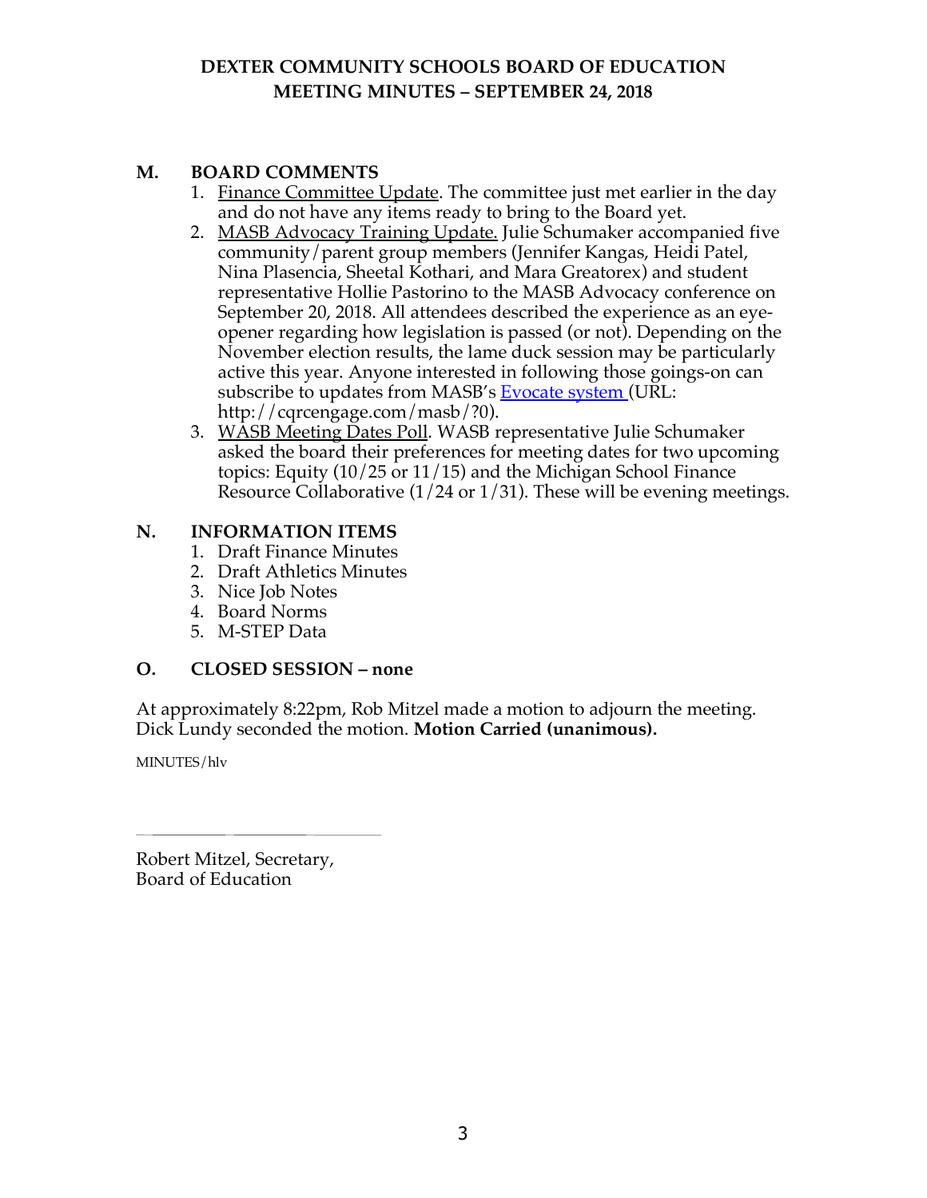# DEXTER COMMUNITY SCHOOLS BOARD OF EDUCATION
## MEETING MINUTES – SEPTEMBER 24, 2018

### M. BOARD COMMENTS

1. Finance Committee Update. The committee just met earlier in the day and do not have any items ready to bring to the Board yet.
2. MASB Advocacy Training Update. Julie Schumaker accompanied five community/parent group members (Jennifer Kangas, Heidi Patel, Nina Plasencia, Sheetal Kothari, and Mara Greatorex) and student representative Hollie Pastorino to the MASB Advocacy conference on September 20, 2018. All attendees described the experience as an eye-opener regarding how legislation is passed (or not). Depending on the November election results, the lame duck session may be particularly active this year. Anyone interested in following those goings-on can subscribe to updates from MASB's Evocate system (URL: http://cqrcengage.com/masb/?0).
3. WASB Meeting Dates Poll. WASB representative Julie Schumaker asked the board their preferences for meeting dates for two upcoming topics: Equity (10/25 or 11/15) and the Michigan School Finance Resource Collaborative (1/24 or 1/31). These will be evening meetings.

### N. INFORMATION ITEMS

1. Draft Finance Minutes
2. Draft Athletics Minutes
3. Nice Job Notes
4. Board Norms
5. M-STEP Data

### O. CLOSED SESSION – none

At approximately 8:22pm, Rob Mitzel made a motion to adjourn the meeting. Dick Lundy seconded the motion. **Motion Carried (unanimous).**

MINUTES/hlv

\_\_\_\_\_\_\_\_\_\_\_\_\_\_\_\_\_\_\_\_\_\_\_\_\_\_\_\_\_\_

Robert Mitzel, Secretary,
Board of Education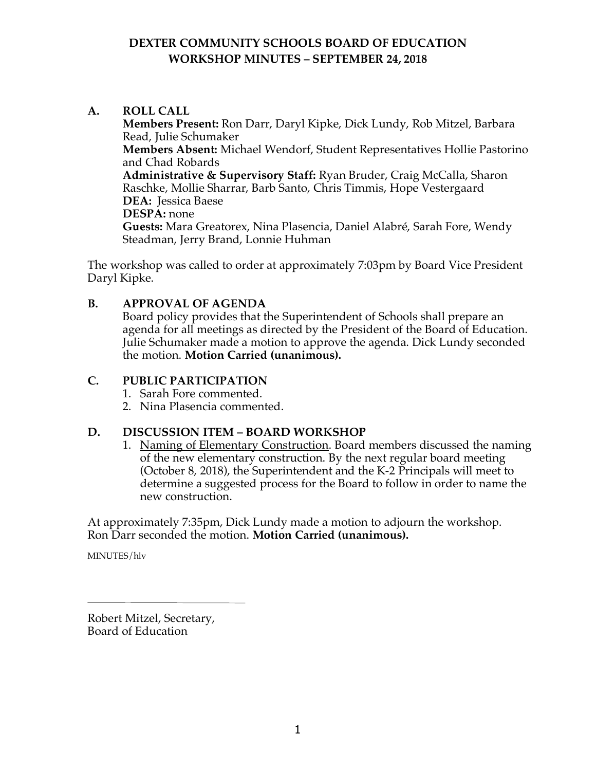# DEXTER COMMUNITY SCHOOLS BOARD OF EDUCATION
## WORKSHOP MINUTES – SEPTEMBER 24, 2018

**A. ROLL CALL**

**Members Present:** Ron Darr, Daryl Kipke, Dick Lundy, Rob Mitzel, Barbara Read, Julie Schumaker
**Members Absent:** Michael Wendorf, Student Representatives Hollie Pastorino and Chad Robards
**Administrative & Supervisory Staff:** Ryan Bruder, Craig McCalla, Sharon Raschke, Mollie Sharrar, Barb Santo, Chris Timmis, Hope Vestergaard
**DEA:** Jessica Baese
**DESPA:** none
**Guests:** Mara Greatorex, Nina Plasencia, Daniel Alabré, Sarah Fore, Wendy Steadman, Jerry Brand, Lonnie Huhman

The workshop was called to order at approximately 7:03pm by Board Vice President Daryl Kipke.

**B. APPROVAL OF AGENDA**

Board policy provides that the Superintendent of Schools shall prepare an agenda for all meetings as directed by the President of the Board of Education. Julie Schumaker made a motion to approve the agenda. Dick Lundy seconded the motion. **Motion Carried (unanimous).**

**C. PUBLIC PARTICIPATION**

1. Sarah Fore commented.
2. Nina Plasencia commented.

**D. DISCUSSION ITEM – BOARD WORKSHOP**

1. Naming of Elementary Construction. Board members discussed the naming of the new elementary construction. By the next regular board meeting (October 8, 2018), the Superintendent and the K-2 Principals will meet to determine a suggested process for the Board to follow in order to name the new construction.

At approximately 7:35pm, Dick Lundy made a motion to adjourn the workshop. Ron Darr seconded the motion. **Motion Carried (unanimous).**

MINUTES/hlv

\_\_\_\_\_\_\_\_\_\_\_\_\_\_\_\_\_\_\_\_\_\_\_\_\_\_\_\_

Robert Mitzel, Secretary,
Board of Education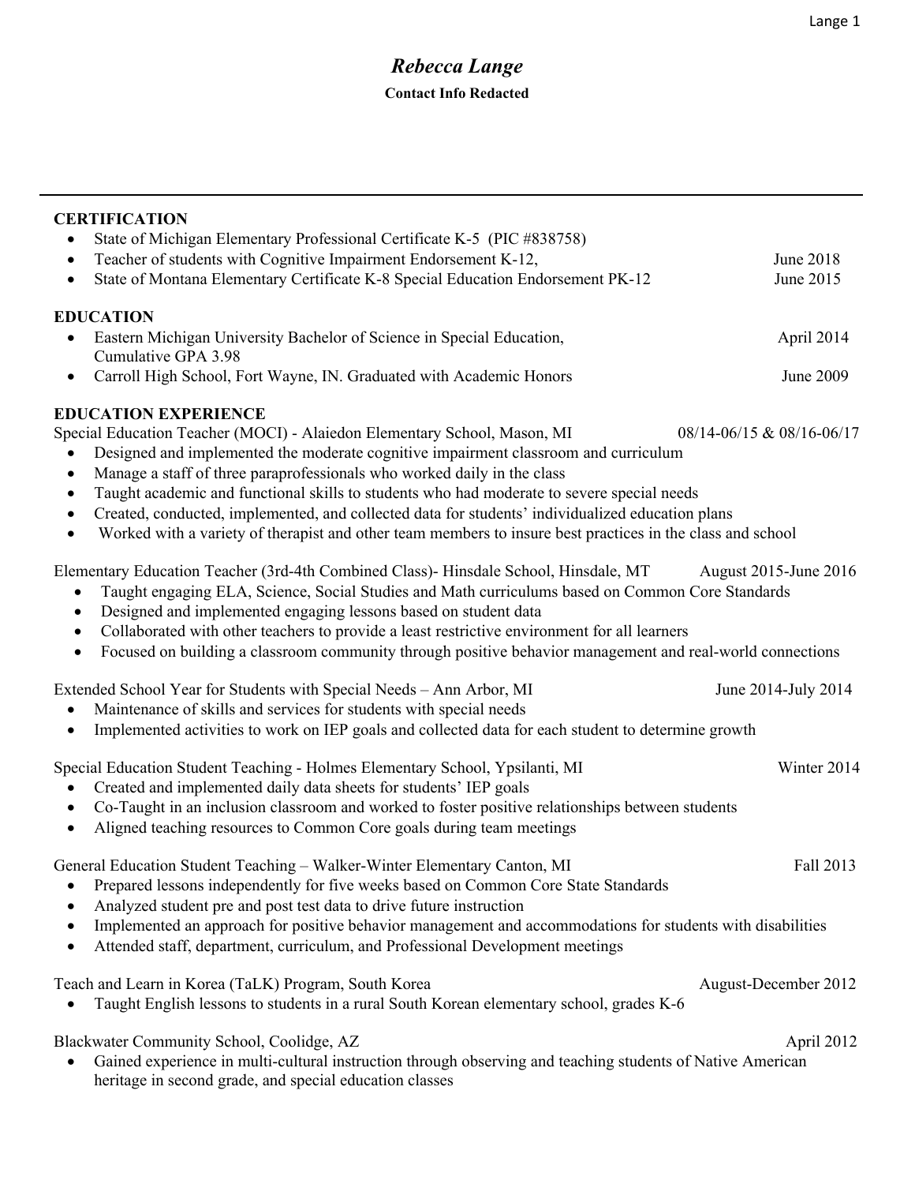# *Rebecca Lange*

**Contact Info Redacted**

---

## CERTIFICATION

- State of Michigan Elementary Professional Certificate K-5 (PIC #838758)
- Teacher of students with Cognitive Impairment Endorsement K-12, June 2018
- State of Montana Elementary Certificate K-8 Special Education Endorsement PK-12 June 2015

## EDUCATION

- Eastern Michigan University Bachelor of Science in Special Education, April 2014
  Cumulative GPA 3.98
- Carroll High School, Fort Wayne, IN. Graduated with Academic Honors June 2009

## EDUCATION EXPERIENCE

Special Education Teacher (MOCI) - Alaiedon Elementary School, Mason, MI 08/14-06/15 & 08/16-06/17

- Designed and implemented the moderate cognitive impairment classroom and curriculum
- Manage a staff of three paraprofessionals who worked daily in the class
- Taught academic and functional skills to students who had moderate to severe special needs
- Created, conducted, implemented, and collected data for students' individualized education plans
- Worked with a variety of therapist and other team members to insure best practices in the class and school

Elementary Education Teacher (3rd-4th Combined Class)- Hinsdale School, Hinsdale, MT August 2015-June 2016

- Taught engaging ELA, Science, Social Studies and Math curriculums based on Common Core Standards
- Designed and implemented engaging lessons based on student data
- Collaborated with other teachers to provide a least restrictive environment for all learners
- Focused on building a classroom community through positive behavior management and real-world connections

Extended School Year for Students with Special Needs – Ann Arbor, MI June 2014-July 2014

- Maintenance of skills and services for students with special needs
- Implemented activities to work on IEP goals and collected data for each student to determine growth

Special Education Student Teaching - Holmes Elementary School, Ypsilanti, MI Winter 2014

- Created and implemented daily data sheets for students' IEP goals
- Co-Taught in an inclusion classroom and worked to foster positive relationships between students
- Aligned teaching resources to Common Core goals during team meetings

General Education Student Teaching – Walker-Winter Elementary Canton, MI Fall 2013

- Prepared lessons independently for five weeks based on Common Core State Standards
- Analyzed student pre and post test data to drive future instruction
- Implemented an approach for positive behavior management and accommodations for students with disabilities
- Attended staff, department, curriculum, and Professional Development meetings

Teach and Learn in Korea (TaLK) Program, South Korea August-December 2012

- Taught English lessons to students in a rural South Korean elementary school, grades K-6

Blackwater Community School, Coolidge, AZ April 2012

- Gained experience in multi-cultural instruction through observing and teaching students of Native American heritage in second grade, and special education classes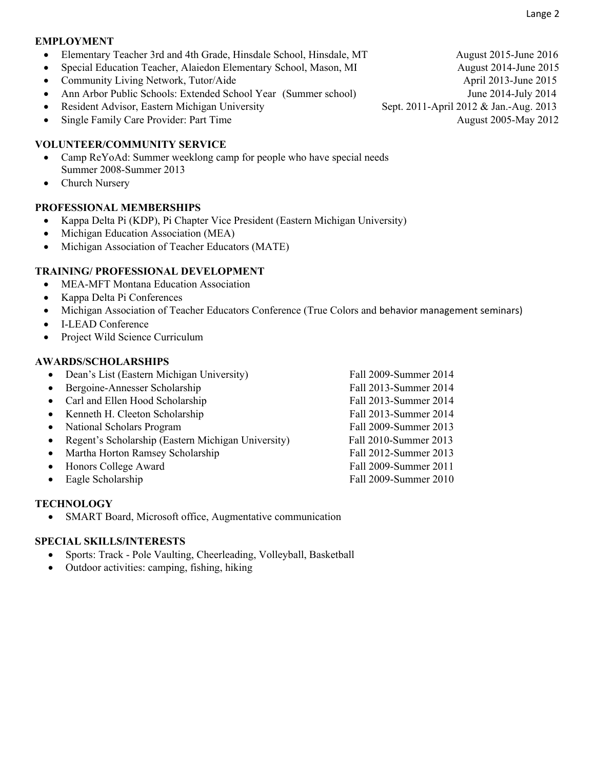## EMPLOYMENT

- Elementary Teacher 3rd and 4th Grade, Hinsdale School, Hinsdale, MT August 2015-June 2016
- Special Education Teacher, Alaiedon Elementary School, Mason, MI August 2014-June 2015
- Community Living Network, Tutor/Aide April 2013-June 2015
- Ann Arbor Public Schools: Extended School Year (Summer school) June 2014-July 2014
- Resident Advisor, Eastern Michigan University Sept. 2011-April 2012 & Jan.-Aug. 2013
- Single Family Care Provider: Part Time August 2005-May 2012

## VOLUNTEER/COMMUNITY SERVICE

- Camp ReYoAd: Summer weeklong camp for people who have special needs Summer 2008-Summer 2013
- Church Nursery

## PROFESSIONAL MEMBERSHIPS

- Kappa Delta Pi (KDP), Pi Chapter Vice President (Eastern Michigan University)
- Michigan Education Association (MEA)
- Michigan Association of Teacher Educators (MATE)

## TRAINING/ PROFESSIONAL DEVELOPMENT

- MEA-MFT Montana Education Association
- Kappa Delta Pi Conferences
- Michigan Association of Teacher Educators Conference (True Colors and behavior management seminars)
- I-LEAD Conference
- Project Wild Science Curriculum

## AWARDS/SCHOLARSHIPS

- Dean's List (Eastern Michigan University) Fall 2009-Summer 2014
- Bergoine-Annesser Scholarship Fall 2013-Summer 2014
- Carl and Ellen Hood Scholarship Fall 2013-Summer 2014
- Kenneth H. Cleeton Scholarship Fall 2013-Summer 2014
- National Scholars Program Fall 2009-Summer 2013
- Regent's Scholarship (Eastern Michigan University) Fall 2010-Summer 2013
- Martha Horton Ramsey Scholarship Fall 2012-Summer 2013
- Honors College Award Fall 2009-Summer 2011
- Eagle Scholarship Fall 2009-Summer 2010

## TECHNOLOGY

- SMART Board, Microsoft office, Augmentative communication

## SPECIAL SKILLS/INTERESTS

- Sports: Track - Pole Vaulting, Cheerleading, Volleyball, Basketball
- Outdoor activities: camping, fishing, hiking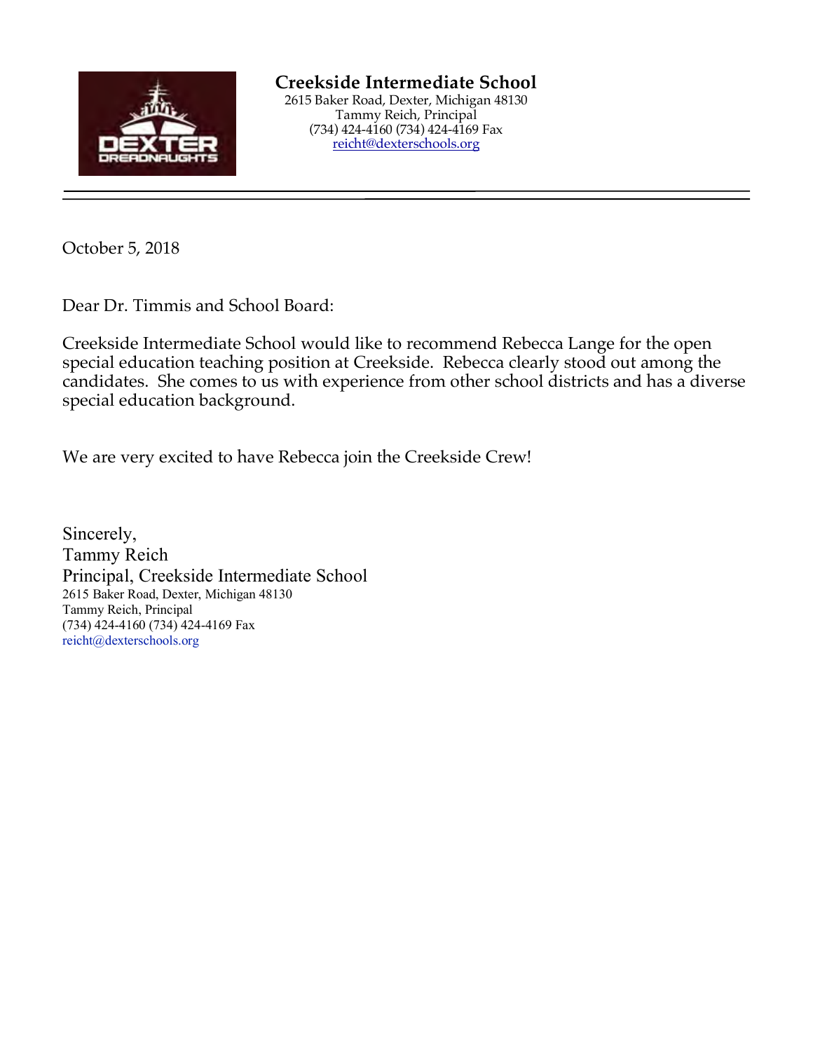**Creekside Intermediate School**
2615 Baker Road, Dexter, Michigan 48130
Tammy Reich, Principal
(734) 424-4160 (734) 424-4169 Fax
reicht@dexterschools.org

---

October 5, 2018

Dear Dr. Timmis and School Board:

Creekside Intermediate School would like to recommend Rebecca Lange for the open special education teaching position at Creekside. Rebecca clearly stood out among the candidates. She comes to us with experience from other school districts and has a diverse special education background.

We are very excited to have Rebecca join the Creekside Crew!

Sincerely,
Tammy Reich
Principal, Creekside Intermediate School
2615 Baker Road, Dexter, Michigan 48130
Tammy Reich, Principal
(734) 424-4160 (734) 424-4169 Fax
reicht@dexterschools.org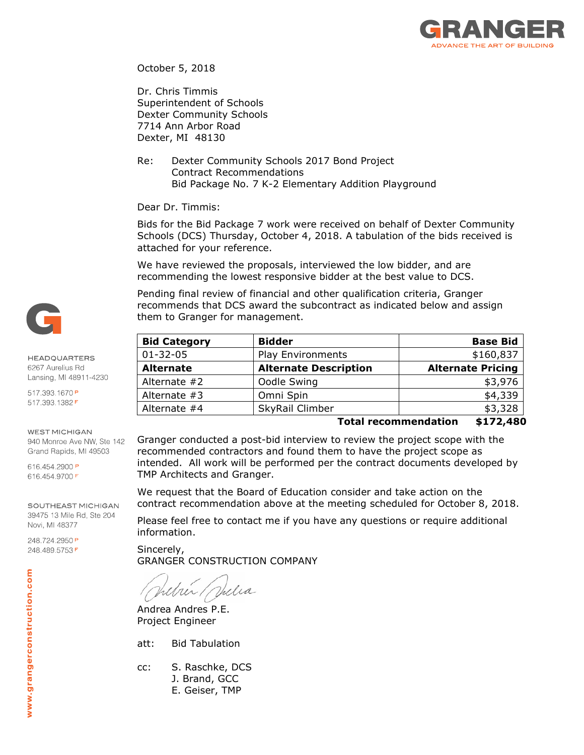GRANGER
ADVANCE THE ART OF BUILDING

October 5, 2018

Dr. Chris Timmis
Superintendent of Schools
Dexter Community Schools
7714 Ann Arbor Road
Dexter, MI 48130

Re: Dexter Community Schools 2017 Bond Project
Contract Recommendations
Bid Package No. 7 K-2 Elementary Addition Playground

Dear Dr. Timmis:

Bids for the Bid Package 7 work were received on behalf of Dexter Community Schools (DCS) Thursday, October 4, 2018. A tabulation of the bids received is attached for your reference.

We have reviewed the proposals, interviewed the low bidder, and are recommending the lowest responsive bidder at the best value to DCS.

Pending final review of financial and other qualification criteria, Granger recommends that DCS award the subcontract as indicated below and assign them to Granger for management.

| **Bid Category** | **Bidder** | **Base Bid** |
|---|---|---|
| 01-32-05 | Play Environments | $160,837 |
| **Alternate** | **Alternate Description** | **Alternate Pricing** |
| Alternate #2 | Oodle Swing | $3,976 |
| Alternate #3 | Omni Spin | $4,339 |
| Alternate #4 | SkyRail Climber | $3,328 |
| | **Total recommendation** | **$172,480** |

Granger conducted a post-bid interview to review the project scope with the recommended contractors and found them to have the project scope as intended. All work will be performed per the contract documents developed by TMP Architects and Granger.

We request that the Board of Education consider and take action on the contract recommendation above at the meeting scheduled for October 8, 2018.

Please feel free to contact me if you have any questions or require additional information.

Sincerely,
GRANGER CONSTRUCTION COMPANY

Andrea Andres P.E.
Project Engineer

att: Bid Tabulation

cc: S. Raschke, DCS
J. Brand, GCC
E. Geiser, TMP

HEADQUARTERS
6267 Aurelius Rd
Lansing, MI 48911-4230
517.393.1670 P
517.393.1382 F

WEST MICHIGAN
940 Monroe Ave NW, Ste 142
Grand Rapids, MI 49503
616.454.2900 P
616.454.9700 F

SOUTHEAST MICHIGAN
39475 13 Mile Rd, Ste 204
Novi, MI 48377
248.724.2950 P
248.489.5753 F

www.grangerconstruction.com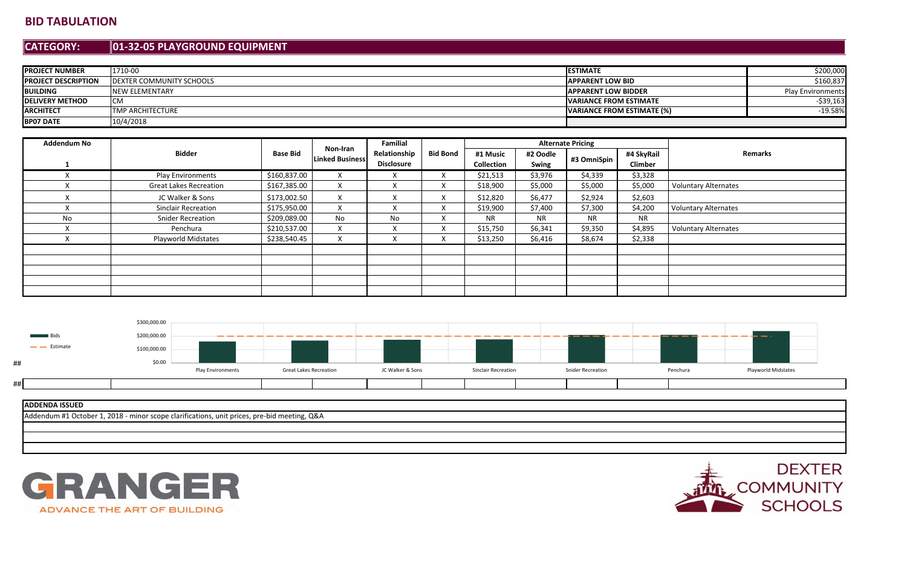# BID TABULATION

## CATEGORY: 01-32-05 PLAYGROUND EQUIPMENT

| | | | |
|---|---|---|---|
| **PROJECT NUMBER** | 1710-00 | **ESTIMATE** | $200,000 |
| **PROJECT DESCRIPTION** | DEXTER COMMUNITY SCHOOLS | **APPARENT LOW BID** | $160,837 |
| **BUILDING** | NEW ELEMENTARY | **APPARENT LOW BIDDER** | Play Environments |
| **DELIVERY METHOD** | CM | **VARIANCE FROM ESTIMATE** | -$39,163 |
| **ARCHITECT** | TMP ARCHITECTURE | **VARIANCE FROM ESTIMATE (%)** | -19.58% |
| **BP07 DATE** | 10/4/2018 | | |

| Addendum No | Bidder | Base Bid | Non-Iran Linked Business | Familial Relationship Disclosure | Bid Bond | Alternate Pricing | | | | Remarks |
|---|---|---|---|---|---|---|---|---|---|---|
| 1 | | | | | | #1 Music Collection | #2 Oodle Swing | #3 OmniSpin | #4 SkyRail Climber | |
| X | Play Environments | $160,837.00 | X | X | X | $21,513 | $3,976 | $4,339 | $3,328 | |
| X | Great Lakes Recreation | $167,385.00 | X | X | X | $18,900 | $5,000 | $5,000 | $5,000 | Voluntary Alternates |
| X | JC Walker & Sons | $173,002.50 | X | X | X | $12,820 | $6,477 | $2,924 | $2,603 | |
| X | Sinclair Recreation | $175,950.00 | X | X | X | $19,900 | $7,400 | $7,300 | $4,200 | Voluntary Alternates |
| No | Snider Recreation | $209,089.00 | No | No | X | NR | NR | NR | NR | |
| X | Penchura | $210,537.00 | X | X | X | $15,750 | $6,341 | $9,350 | $4,895 | Voluntary Alternates |
| X | Playworld Midstates | $238,540.45 | X | X | X | $13,250 | $6,416 | $8,674 | $2,338 | |

| ADDENDA ISSUED |
|---|
| Addendum #1 October 1, 2018 - minor scope clarifications, unit prices, pre-bid meeting, Q&A |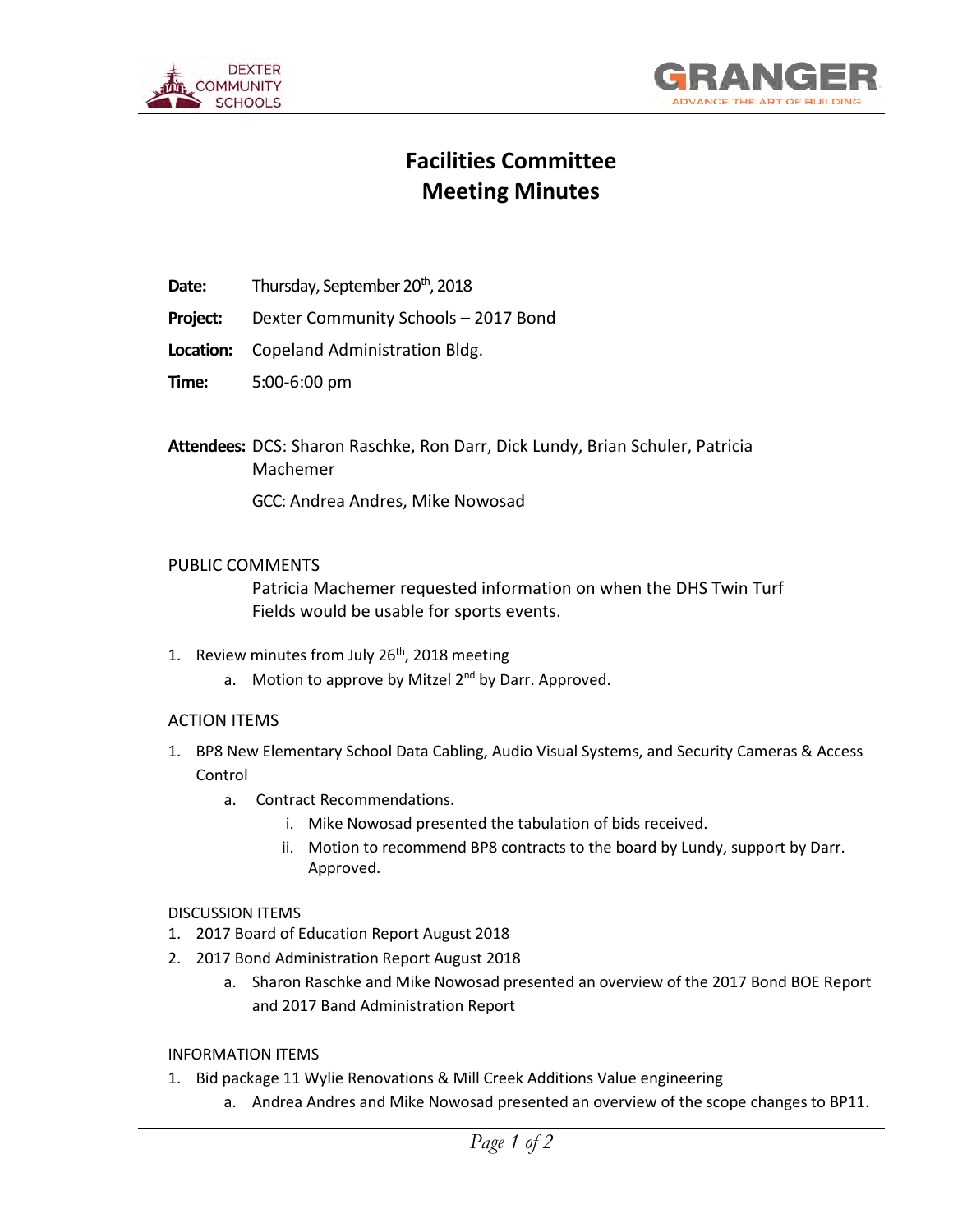# Facilities Committee Meeting Minutes

**Date:** Thursday, September 20th, 2018

**Project:** Dexter Community Schools – 2017 Bond

**Location:** Copeland Administration Bldg.

**Time:** 5:00-6:00 pm

**Attendees:** DCS: Sharon Raschke, Ron Darr, Dick Lundy, Brian Schuler, Patricia Machemer

GCC: Andrea Andres, Mike Nowosad

PUBLIC COMMENTS

Patricia Machemer requested information on when the DHS Twin Turf Fields would be usable for sports events.

1. Review minutes from July 26th, 2018 meeting
   a. Motion to approve by Mitzel 2nd by Darr. Approved.

ACTION ITEMS

1. BP8 New Elementary School Data Cabling, Audio Visual Systems, and Security Cameras & Access Control
   a. Contract Recommendations.
      i. Mike Nowosad presented the tabulation of bids received.
      ii. Motion to recommend BP8 contracts to the board by Lundy, support by Darr. Approved.

DISCUSSION ITEMS

1. 2017 Board of Education Report August 2018
2. 2017 Bond Administration Report August 2018
   a. Sharon Raschke and Mike Nowosad presented an overview of the 2017 Bond BOE Report and 2017 Band Administration Report

INFORMATION ITEMS

1. Bid package 11 Wylie Renovations & Mill Creek Additions Value engineering
   a. Andrea Andres and Mike Nowosad presented an overview of the scope changes to BP11.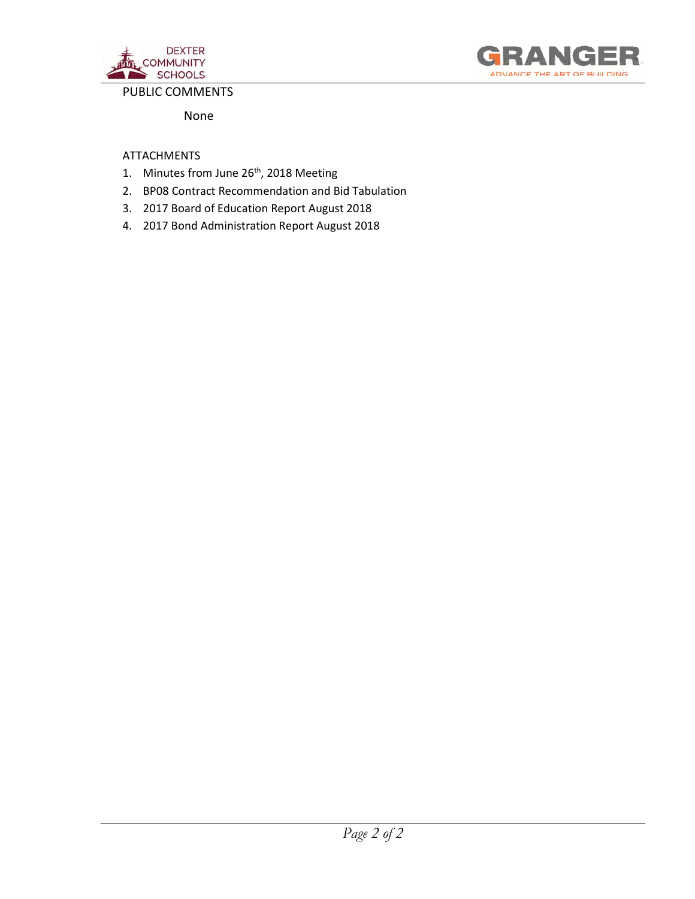PUBLIC COMMENTS

None

ATTACHMENTS

1. Minutes from June 26th, 2018 Meeting
2. BP08 Contract Recommendation and Bid Tabulation
3. 2017 Board of Education Report August 2018
4. 2017 Bond Administration Report August 2018